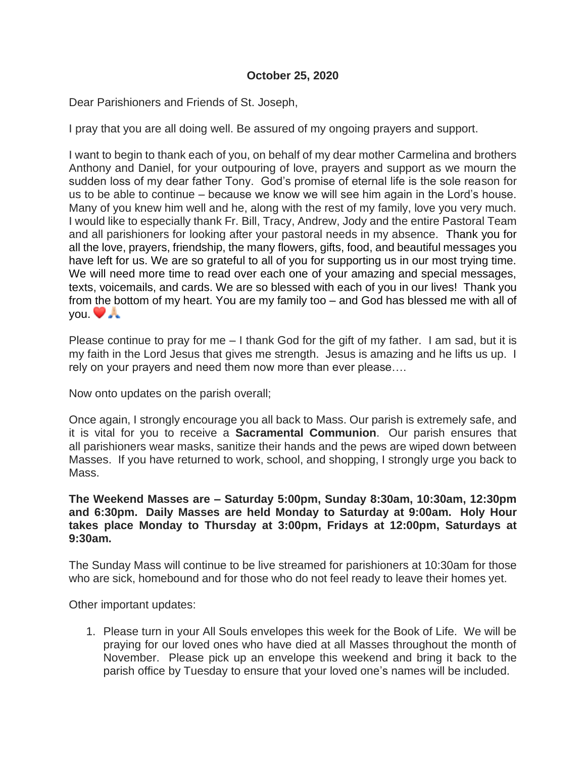**October 25, 2020**

Dear Parishioners and Friends of St. Joseph,

I pray that you are all doing well. Be assured of my ongoing prayers and support.

I want to begin to thank each of you, on behalf of my dear mother Carmelina and brothers Anthony and Daniel, for your outpouring of love, prayers and support as we mourn the sudden loss of my dear father Tony. God's promise of eternal life is the sole reason for us to be able to continue – because we know we will see him again in the Lord's house. Many of you knew him well and he, along with the rest of my family, love you very much. I would like to especially thank Fr. Bill, Tracy, Andrew, Jody and the entire Pastoral Team and all parishioners for looking after your pastoral needs in my absence. Thank you for all the love, prayers, friendship, the many flowers, gifts, food, and beautiful messages you have left for us. We are so grateful to all of you for supporting us in our most trying time. We will need more time to read over each one of your amazing and special messages, texts, voicemails, and cards. We are so blessed with each of you in our lives! Thank you from the bottom of my heart. You are my family too – and God has blessed me with all of you. ❤️🙏

Please continue to pray for me – I thank God for the gift of my father. I am sad, but it is my faith in the Lord Jesus that gives me strength. Jesus is amazing and he lifts us up. I rely on your prayers and need them now more than ever please….

Now onto updates on the parish overall;

Once again, I strongly encourage you all back to Mass. Our parish is extremely safe, and it is vital for you to receive a **Sacramental Communion**. Our parish ensures that all parishioners wear masks, sanitize their hands and the pews are wiped down between Masses. If you have returned to work, school, and shopping, I strongly urge you back to Mass.

**The Weekend Masses are – Saturday 5:00pm, Sunday 8:30am, 10:30am, 12:30pm and 6:30pm. Daily Masses are held Monday to Saturday at 9:00am. Holy Hour takes place Monday to Thursday at 3:00pm, Fridays at 12:00pm, Saturdays at 9:30am.**

The Sunday Mass will continue to be live streamed for parishioners at 10:30am for those who are sick, homebound and for those who do not feel ready to leave their homes yet.

Other important updates:

1. Please turn in your All Souls envelopes this week for the Book of Life. We will be praying for our loved ones who have died at all Masses throughout the month of November. Please pick up an envelope this weekend and bring it back to the parish office by Tuesday to ensure that your loved one's names will be included.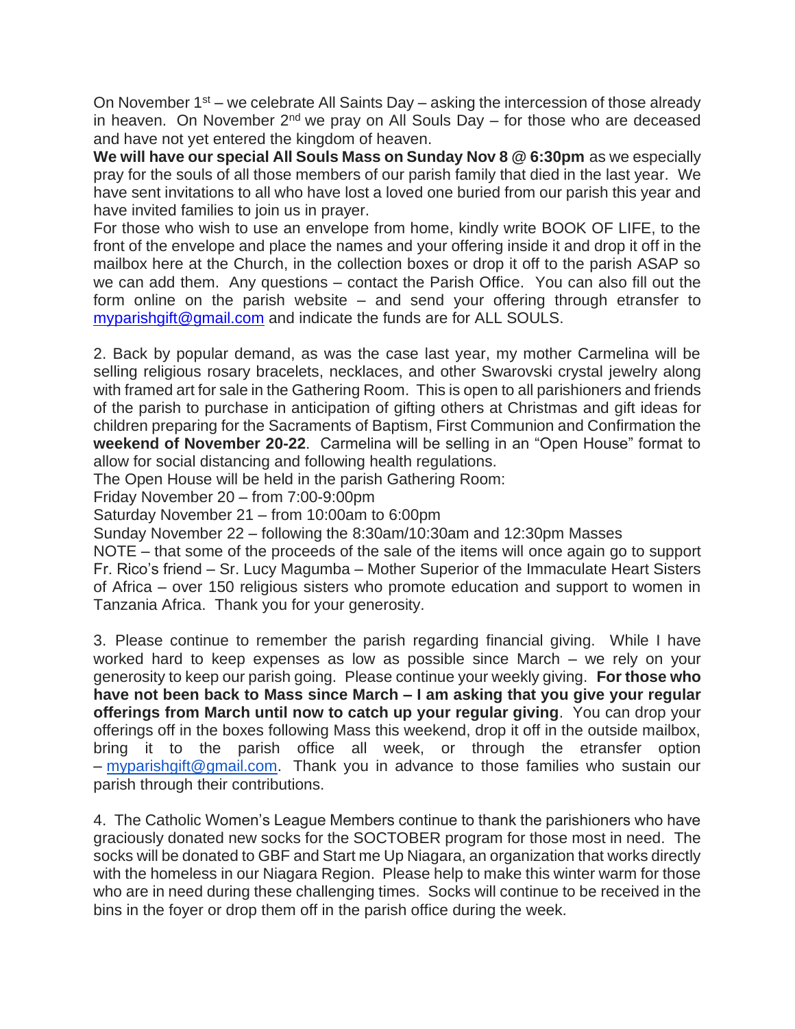On November 1st – we celebrate All Saints Day – asking the intercession of those already in heaven. On November 2nd we pray on All Souls Day – for those who are deceased and have not yet entered the kingdom of heaven.

**We will have our special All Souls Mass on Sunday Nov 8 @ 6:30pm** as we especially pray for the souls of all those members of our parish family that died in the last year. We have sent invitations to all who have lost a loved one buried from our parish this year and have invited families to join us in prayer.

For those who wish to use an envelope from home, kindly write BOOK OF LIFE, to the front of the envelope and place the names and your offering inside it and drop it off in the mailbox here at the Church, in the collection boxes or drop it off to the parish ASAP so we can add them. Any questions – contact the Parish Office. You can also fill out the form online on the parish website – and send your offering through etransfer to myparishgift@gmail.com and indicate the funds are for ALL SOULS.

2. Back by popular demand, as was the case last year, my mother Carmelina will be selling religious rosary bracelets, necklaces, and other Swarovski crystal jewelry along with framed art for sale in the Gathering Room. This is open to all parishioners and friends of the parish to purchase in anticipation of gifting others at Christmas and gift ideas for children preparing for the Sacraments of Baptism, First Communion and Confirmation the **weekend of November 20-22**. Carmelina will be selling in an "Open House" format to allow for social distancing and following health regulations.

The Open House will be held in the parish Gathering Room:

Friday November 20 – from 7:00-9:00pm

Saturday November 21 – from 10:00am to 6:00pm

Sunday November 22 – following the 8:30am/10:30am and 12:30pm Masses

NOTE – that some of the proceeds of the sale of the items will once again go to support Fr. Rico's friend – Sr. Lucy Magumba – Mother Superior of the Immaculate Heart Sisters of Africa – over 150 religious sisters who promote education and support to women in Tanzania Africa. Thank you for your generosity.

3. Please continue to remember the parish regarding financial giving. While I have worked hard to keep expenses as low as possible since March – we rely on your generosity to keep our parish going. Please continue your weekly giving. **For those who have not been back to Mass since March – I am asking that you give your regular offerings from March until now to catch up your regular giving**. You can drop your offerings off in the boxes following Mass this weekend, drop it off in the outside mailbox, bring it to the parish office all week, or through the etransfer option – myparishgift@gmail.com. Thank you in advance to those families who sustain our parish through their contributions.

4. The Catholic Women's League Members continue to thank the parishioners who have graciously donated new socks for the SOCTOBER program for those most in need. The socks will be donated to GBF and Start me Up Niagara, an organization that works directly with the homeless in our Niagara Region. Please help to make this winter warm for those who are in need during these challenging times. Socks will continue to be received in the bins in the foyer or drop them off in the parish office during the week.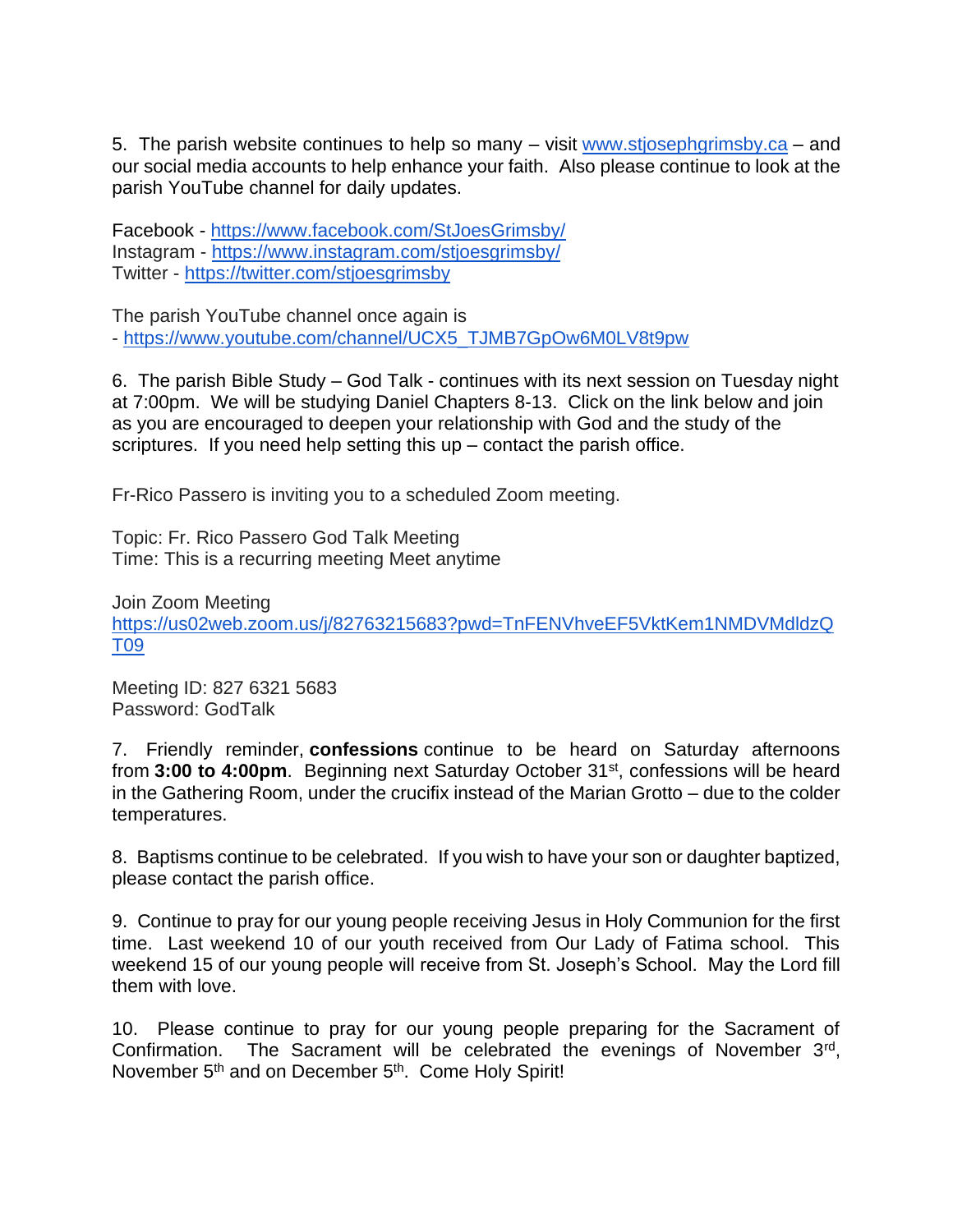5. The parish website continues to help so many – visit www.stjosephgrimsby.ca – and our social media accounts to help enhance your faith. Also please continue to look at the parish YouTube channel for daily updates.

Facebook - https://www.facebook.com/StJoesGrimsby/
Instagram - https://www.instagram.com/stjoesgrimsby/
Twitter - https://twitter.com/stjoesgrimsby

The parish YouTube channel once again is
- https://www.youtube.com/channel/UCX5_TJMB7GpOw6M0LV8t9pw

6. The parish Bible Study – God Talk - continues with its next session on Tuesday night at 7:00pm. We will be studying Daniel Chapters 8-13. Click on the link below and join as you are encouraged to deepen your relationship with God and the study of the scriptures. If you need help setting this up – contact the parish office.

Fr-Rico Passero is inviting you to a scheduled Zoom meeting.

Topic: Fr. Rico Passero God Talk Meeting
Time: This is a recurring meeting Meet anytime

Join Zoom Meeting
https://us02web.zoom.us/j/82763215683?pwd=TnFENVhveEF5VktKem1NMDVMdldzQT09

Meeting ID: 827 6321 5683
Password: GodTalk

7. Friendly reminder, **confessions** continue to be heard on Saturday afternoons from **3:00 to 4:00pm**. Beginning next Saturday October 31st, confessions will be heard in the Gathering Room, under the crucifix instead of the Marian Grotto – due to the colder temperatures.

8. Baptisms continue to be celebrated. If you wish to have your son or daughter baptized, please contact the parish office.

9. Continue to pray for our young people receiving Jesus in Holy Communion for the first time. Last weekend 10 of our youth received from Our Lady of Fatima school. This weekend 15 of our young people will receive from St. Joseph's School. May the Lord fill them with love.

10. Please continue to pray for our young people preparing for the Sacrament of Confirmation. The Sacrament will be celebrated the evenings of November 3rd, November 5th and on December 5th. Come Holy Spirit!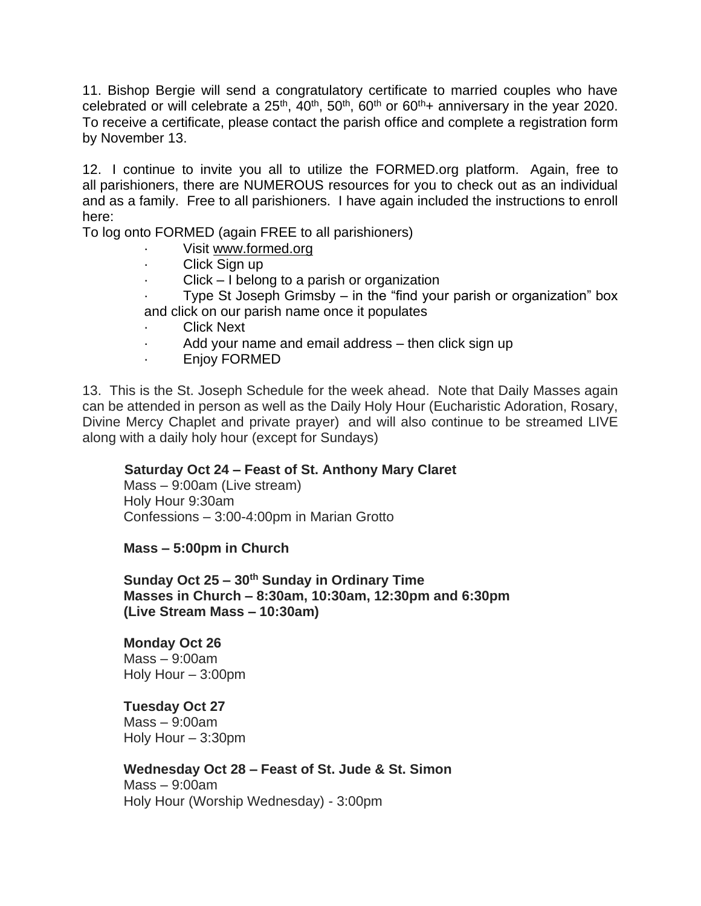11. Bishop Bergie will send a congratulatory certificate to married couples who have celebrated or will celebrate a 25th, 40th, 50th, 60th or 60th+ anniversary in the year 2020. To receive a certificate, please contact the parish office and complete a registration form by November 13.

12. I continue to invite you all to utilize the FORMED.org platform. Again, free to all parishioners, there are NUMEROUS resources for you to check out as an individual and as a family. Free to all parishioners. I have again included the instructions to enroll here:

To log onto FORMED (again FREE to all parishioners)

- Visit www.formed.org
- Click Sign up
- Click – I belong to a parish or organization
- Type St Joseph Grimsby – in the "find your parish or organization" box and click on our parish name once it populates
- Click Next
- Add your name and email address – then click sign up
- Enjoy FORMED

13. This is the St. Joseph Schedule for the week ahead. Note that Daily Masses again can be attended in person as well as the Daily Holy Hour (Eucharistic Adoration, Rosary, Divine Mercy Chaplet and private prayer) and will also continue to be streamed LIVE along with a daily holy hour (except for Sundays)

**Saturday Oct 24 – Feast of St. Anthony Mary Claret**
Mass – 9:00am (Live stream)
Holy Hour 9:30am
Confessions – 3:00-4:00pm in Marian Grotto

**Mass – 5:00pm in Church**

**Sunday Oct 25 – 30th Sunday in Ordinary Time**
**Masses in Church – 8:30am, 10:30am, 12:30pm and 6:30pm**
**(Live Stream Mass – 10:30am)**

**Monday Oct 26**
Mass – 9:00am
Holy Hour – 3:00pm

**Tuesday Oct 27**
Mass – 9:00am
Holy Hour – 3:30pm

**Wednesday Oct 28 – Feast of St. Jude & St. Simon**
Mass – 9:00am
Holy Hour (Worship Wednesday) - 3:00pm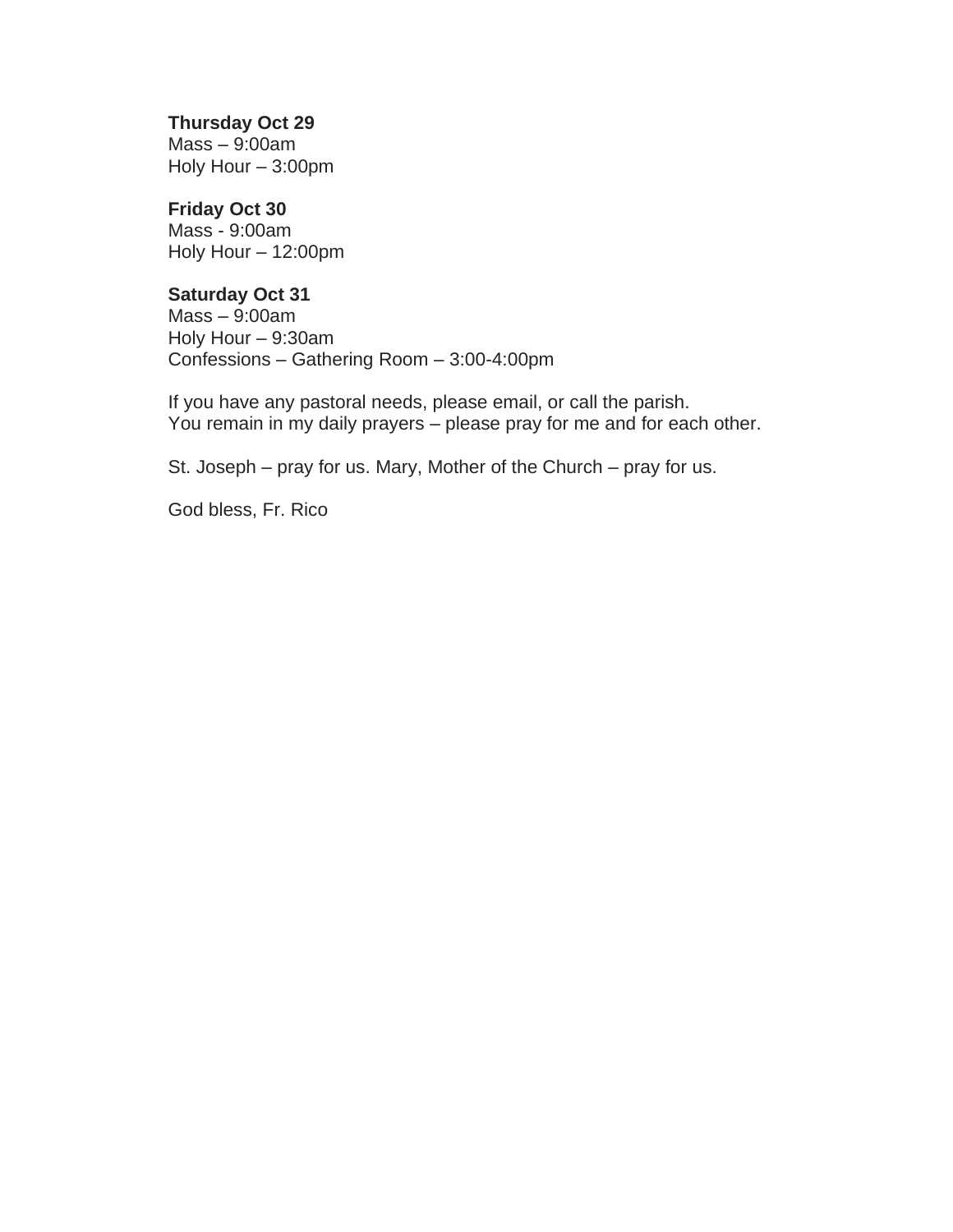**Thursday Oct 29**
Mass – 9:00am
Holy Hour – 3:00pm

**Friday Oct 30**
Mass - 9:00am
Holy Hour – 12:00pm

**Saturday Oct 31**
Mass – 9:00am
Holy Hour – 9:30am
Confessions – Gathering Room – 3:00-4:00pm

If you have any pastoral needs, please email, or call the parish.
You remain in my daily prayers – please pray for me and for each other.

St. Joseph – pray for us. Mary, Mother of the Church – pray for us.

God bless, Fr. Rico